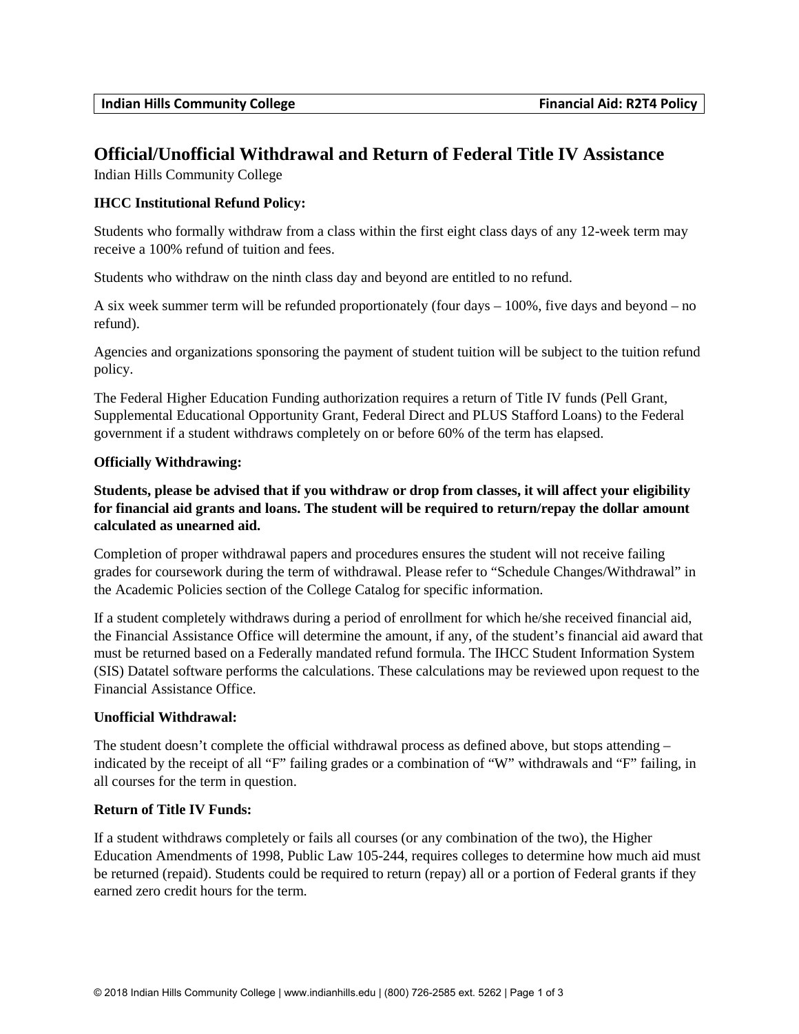# Official/Unofficial Withdrawal and Return of Federal Title IV Assistance

Indian Hills Community College

**IHCC Institutional Refund Policy:**

Students who formally withdraw from a class within the first eight class days of any 12-week term may receive a 100% refund of tuition and fees.

Students who withdraw on the ninth class day and beyond are entitled to no refund.

A six week summer term will be refunded proportionately (four days – 100%, five days and beyond – no refund).

Agencies and organizations sponsoring the payment of student tuition will be subject to the tuition refund policy.

The Federal Higher Education Funding authorization requires a return of Title IV funds (Pell Grant, Supplemental Educational Opportunity Grant, Federal Direct and PLUS Stafford Loans) to the Federal government if a student withdraws completely on or before 60% of the term has elapsed.

**Officially Withdrawing:**

**Students, please be advised that if you withdraw or drop from classes, it will affect your eligibility for financial aid grants and loans. The student will be required to return/repay the dollar amount calculated as unearned aid.**

Completion of proper withdrawal papers and procedures ensures the student will not receive failing grades for coursework during the term of withdrawal. Please refer to "Schedule Changes/Withdrawal" in the Academic Policies section of the College Catalog for specific information.

If a student completely withdraws during a period of enrollment for which he/she received financial aid, the Financial Assistance Office will determine the amount, if any, of the student's financial aid award that must be returned based on a Federally mandated refund formula. The IHCC Student Information System (SIS) Datatel software performs the calculations. These calculations may be reviewed upon request to the Financial Assistance Office.

**Unofficial Withdrawal:**

The student doesn't complete the official withdrawal process as defined above, but stops attending – indicated by the receipt of all "F" failing grades or a combination of "W" withdrawals and "F" failing, in all courses for the term in question.

**Return of Title IV Funds:**

If a student withdraws completely or fails all courses (or any combination of the two), the Higher Education Amendments of 1998, Public Law 105-244, requires colleges to determine how much aid must be returned (repaid). Students could be required to return (repay) all or a portion of Federal grants if they earned zero credit hours for the term.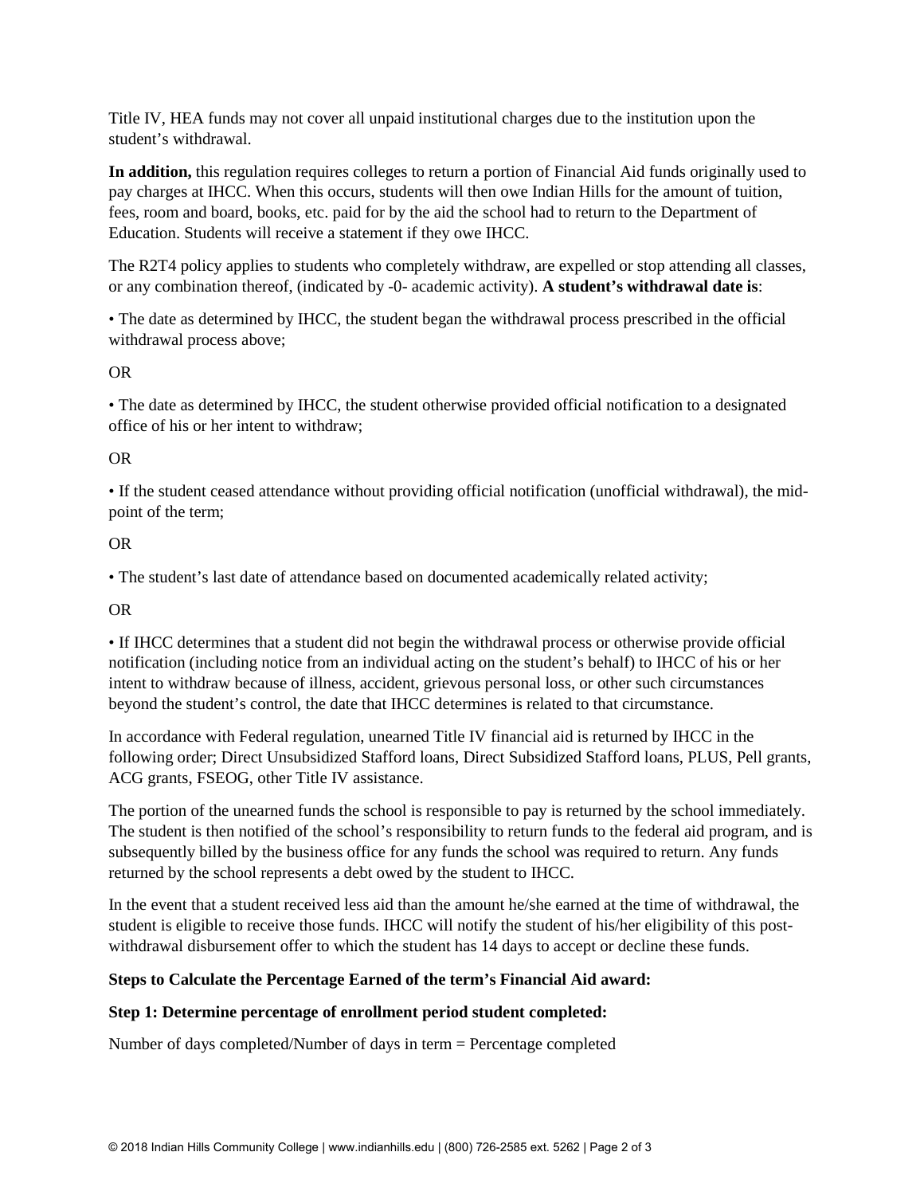Title IV, HEA funds may not cover all unpaid institutional charges due to the institution upon the student's withdrawal.

**In addition,** this regulation requires colleges to return a portion of Financial Aid funds originally used to pay charges at IHCC. When this occurs, students will then owe Indian Hills for the amount of tuition, fees, room and board, books, etc. paid for by the aid the school had to return to the Department of Education. Students will receive a statement if they owe IHCC.

The R2T4 policy applies to students who completely withdraw, are expelled or stop attending all classes, or any combination thereof, (indicated by -0- academic activity). **A student's withdrawal date is**:

• The date as determined by IHCC, the student began the withdrawal process prescribed in the official withdrawal process above;

OR

• The date as determined by IHCC, the student otherwise provided official notification to a designated office of his or her intent to withdraw;

OR

• If the student ceased attendance without providing official notification (unofficial withdrawal), the mid-point of the term;

OR

• The student's last date of attendance based on documented academically related activity;

OR

• If IHCC determines that a student did not begin the withdrawal process or otherwise provide official notification (including notice from an individual acting on the student's behalf) to IHCC of his or her intent to withdraw because of illness, accident, grievous personal loss, or other such circumstances beyond the student's control, the date that IHCC determines is related to that circumstance.

In accordance with Federal regulation, unearned Title IV financial aid is returned by IHCC in the following order; Direct Unsubsidized Stafford loans, Direct Subsidized Stafford loans, PLUS, Pell grants, ACG grants, FSEOG, other Title IV assistance.

The portion of the unearned funds the school is responsible to pay is returned by the school immediately. The student is then notified of the school's responsibility to return funds to the federal aid program, and is subsequently billed by the business office for any funds the school was required to return. Any funds returned by the school represents a debt owed by the student to IHCC.

In the event that a student received less aid than the amount he/she earned at the time of withdrawal, the student is eligible to receive those funds. IHCC will notify the student of his/her eligibility of this post-withdrawal disbursement offer to which the student has 14 days to accept or decline these funds.

**Steps to Calculate the Percentage Earned of the term's Financial Aid award:**

**Step 1: Determine percentage of enrollment period student completed:**

Number of days completed/Number of days in term = Percentage completed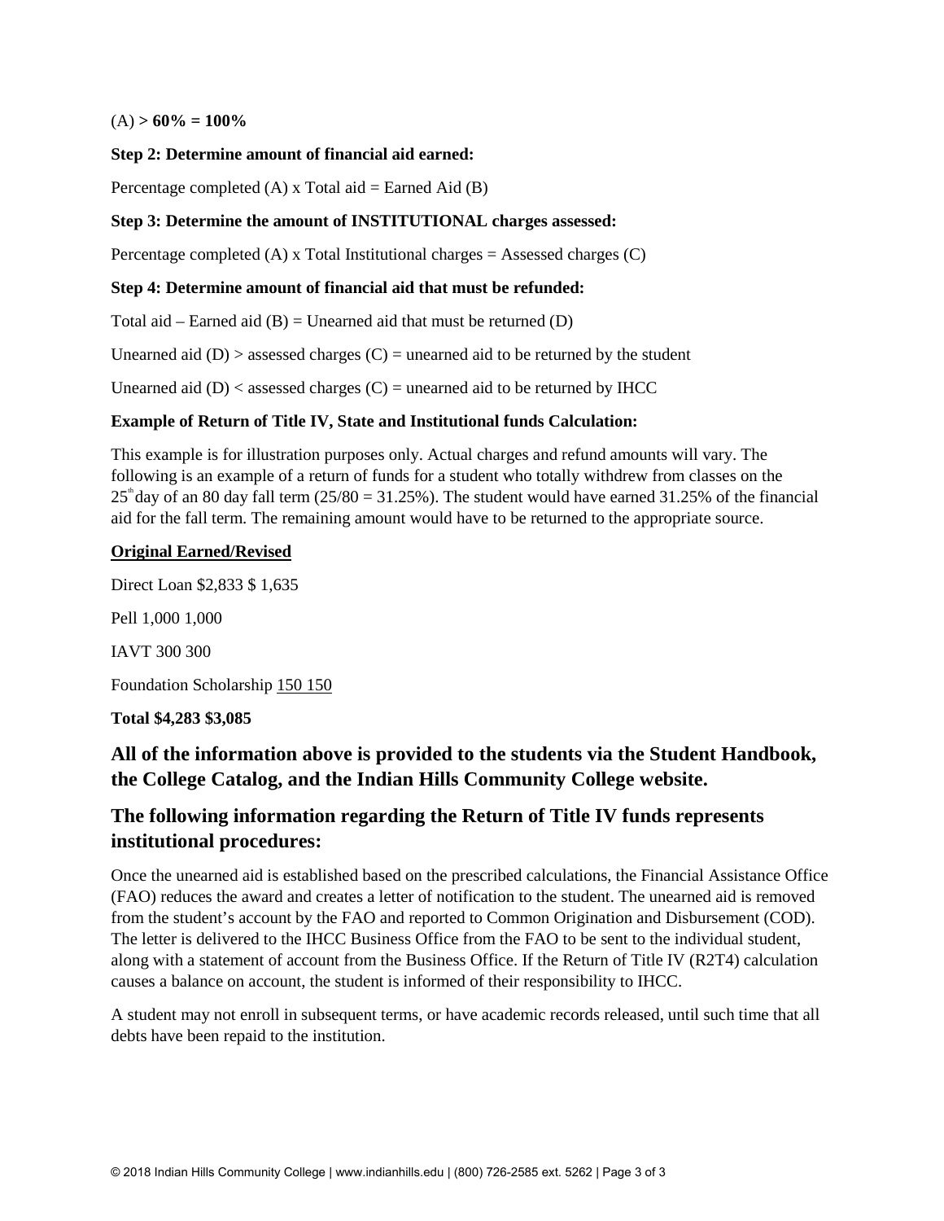(A) **> 60% = 100%**

**Step 2: Determine amount of financial aid earned:**

Percentage completed (A) x Total aid = Earned Aid (B)

**Step 3: Determine the amount of INSTITUTIONAL charges assessed:**

Percentage completed (A) x Total Institutional charges = Assessed charges (C)

**Step 4: Determine amount of financial aid that must be refunded:**

Total aid – Earned aid (B) = Unearned aid that must be returned (D)

Unearned aid (D) > assessed charges (C) = unearned aid to be returned by the student

Unearned aid (D) < assessed charges (C) = unearned aid to be returned by IHCC

**Example of Return of Title IV, State and Institutional funds Calculation:**

This example is for illustration purposes only. Actual charges and refund amounts will vary. The following is an example of a return of funds for a student who totally withdrew from classes on the 25th day of an 80 day fall term (25/80 = 31.25%). The student would have earned 31.25% of the financial aid for the fall term. The remaining amount would have to be returned to the appropriate source.

**Original Earned/Revised**

Direct Loan $2,833 $ 1,635

Pell 1,000 1,000

IAVT 300 300

Foundation Scholarship 150 150

**Total $4,283 $3,085**

## All of the information above is provided to the students via the Student Handbook, the College Catalog, and the Indian Hills Community College website.

## The following information regarding the Return of Title IV funds represents institutional procedures:

Once the unearned aid is established based on the prescribed calculations, the Financial Assistance Office (FAO) reduces the award and creates a letter of notification to the student. The unearned aid is removed from the student's account by the FAO and reported to Common Origination and Disbursement (COD). The letter is delivered to the IHCC Business Office from the FAO to be sent to the individual student, along with a statement of account from the Business Office. If the Return of Title IV (R2T4) calculation causes a balance on account, the student is informed of their responsibility to IHCC.

A student may not enroll in subsequent terms, or have academic records released, until such time that all debts have been repaid to the institution.

© 2018 Indian Hills Community College | www.indianhills.edu | (800) 726-2585 ext. 5262